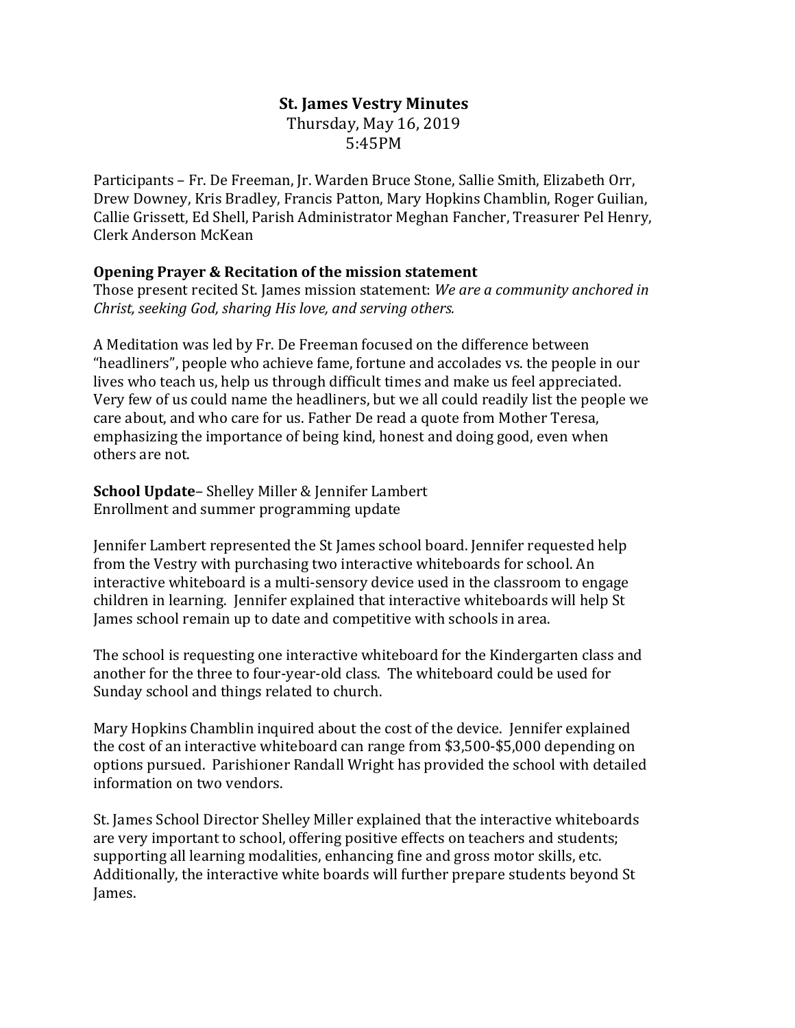# St. James Vestry Minutes

Thursday, May 16, 2019

5:45PM

Participants – Fr. De Freeman, Jr. Warden Bruce Stone, Sallie Smith, Elizabeth Orr, Drew Downey, Kris Bradley, Francis Patton, Mary Hopkins Chamblin, Roger Guilian, Callie Grissett, Ed Shell, Parish Administrator Meghan Fancher, Treasurer Pel Henry, Clerk Anderson McKean

**Opening Prayer & Recitation of the mission statement**

Those present recited St. James mission statement: *We are a community anchored in Christ, seeking God, sharing His love, and serving others.*

A Meditation was led by Fr. De Freeman focused on the difference between "headliners", people who achieve fame, fortune and accolades vs. the people in our lives who teach us, help us through difficult times and make us feel appreciated. Very few of us could name the headliners, but we all could readily list the people we care about, and who care for us. Father De read a quote from Mother Teresa, emphasizing the importance of being kind, honest and doing good, even when others are not.

**School Update**– Shelley Miller & Jennifer Lambert

Enrollment and summer programming update

Jennifer Lambert represented the St James school board. Jennifer requested help from the Vestry with purchasing two interactive whiteboards for school. An interactive whiteboard is a multi-sensory device used in the classroom to engage children in learning. Jennifer explained that interactive whiteboards will help St James school remain up to date and competitive with schools in area.

The school is requesting one interactive whiteboard for the Kindergarten class and another for the three to four-year-old class. The whiteboard could be used for Sunday school and things related to church.

Mary Hopkins Chamblin inquired about the cost of the device. Jennifer explained the cost of an interactive whiteboard can range from $3,500-$5,000 depending on options pursued. Parishioner Randall Wright has provided the school with detailed information on two vendors.

St. James School Director Shelley Miller explained that the interactive whiteboards are very important to school, offering positive effects on teachers and students; supporting all learning modalities, enhancing fine and gross motor skills, etc. Additionally, the interactive white boards will further prepare students beyond St James.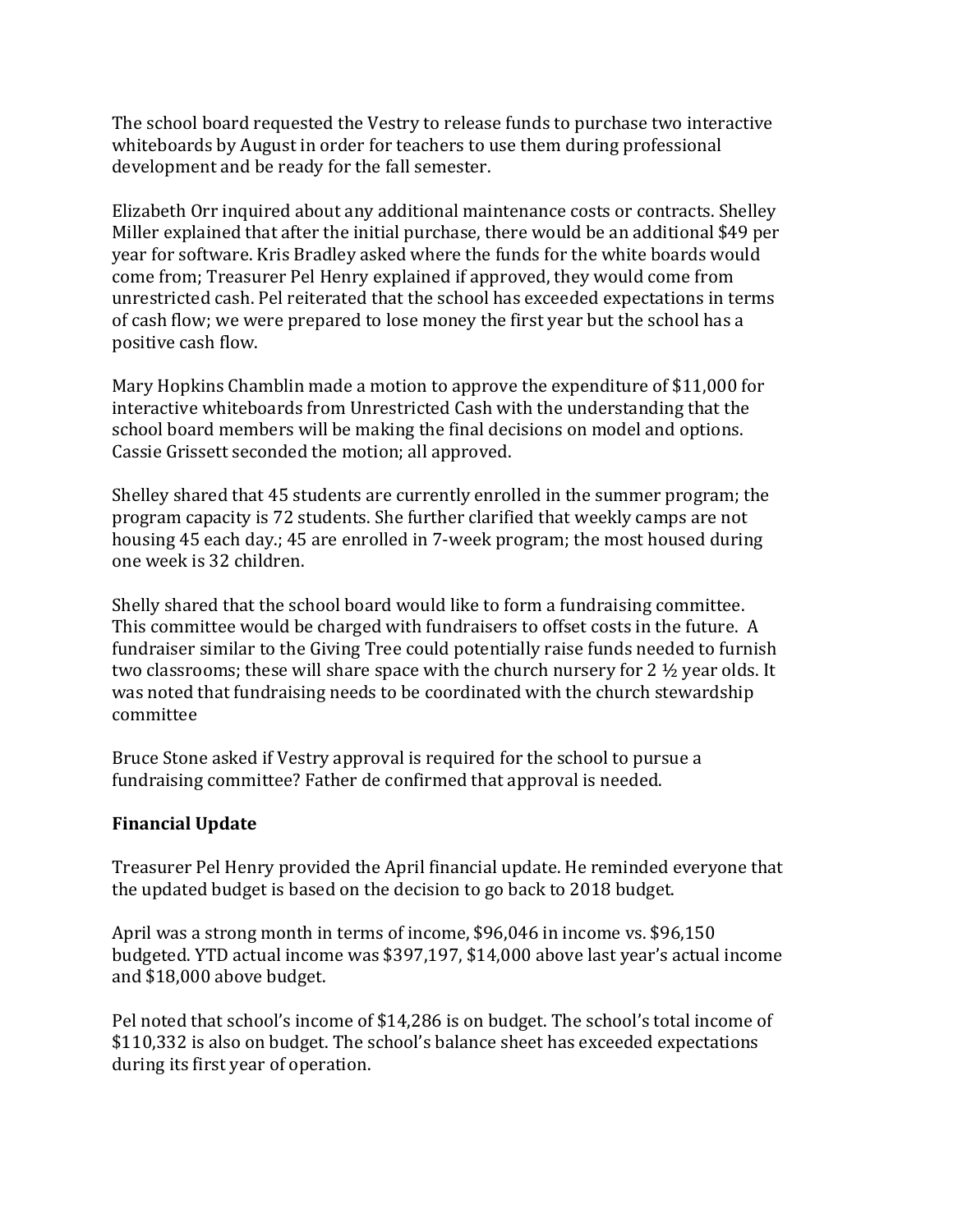The school board requested the Vestry to release funds to purchase two interactive whiteboards by August in order for teachers to use them during professional development and be ready for the fall semester.

Elizabeth Orr inquired about any additional maintenance costs or contracts. Shelley Miller explained that after the initial purchase, there would be an additional $49 per year for software. Kris Bradley asked where the funds for the white boards would come from; Treasurer Pel Henry explained if approved, they would come from unrestricted cash. Pel reiterated that the school has exceeded expectations in terms of cash flow; we were prepared to lose money the first year but the school has a positive cash flow.

Mary Hopkins Chamblin made a motion to approve the expenditure of $11,000 for interactive whiteboards from Unrestricted Cash with the understanding that the school board members will be making the final decisions on model and options. Cassie Grissett seconded the motion; all approved.

Shelley shared that 45 students are currently enrolled in the summer program; the program capacity is 72 students. She further clarified that weekly camps are not housing 45 each day.; 45 are enrolled in 7-week program; the most housed during one week is 32 children.

Shelly shared that the school board would like to form a fundraising committee. This committee would be charged with fundraisers to offset costs in the future. A fundraiser similar to the Giving Tree could potentially raise funds needed to furnish two classrooms; these will share space with the church nursery for 2 ½ year olds. It was noted that fundraising needs to be coordinated with the church stewardship committee

Bruce Stone asked if Vestry approval is required for the school to pursue a fundraising committee? Father de confirmed that approval is needed.

**Financial Update**

Treasurer Pel Henry provided the April financial update. He reminded everyone that the updated budget is based on the decision to go back to 2018 budget.

April was a strong month in terms of income, $96,046 in income vs. $96,150 budgeted. YTD actual income was $397,197, $14,000 above last year's actual income and $18,000 above budget.

Pel noted that school's income of $14,286 is on budget. The school's total income of $110,332 is also on budget. The school's balance sheet has exceeded expectations during its first year of operation.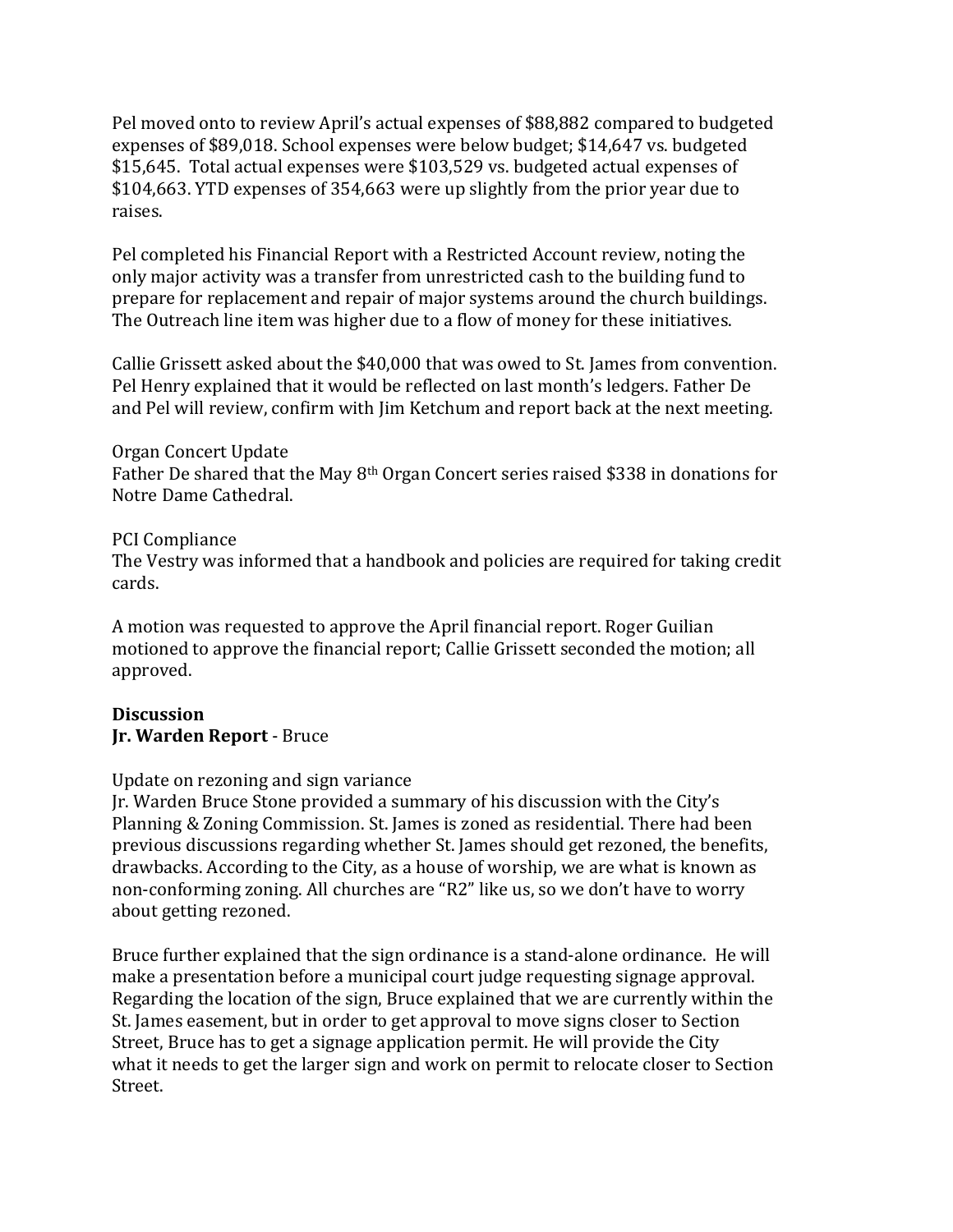Pel moved onto to review April's actual expenses of $88,882 compared to budgeted expenses of $89,018. School expenses were below budget; $14,647 vs. budgeted $15,645. Total actual expenses were $103,529 vs. budgeted actual expenses of $104,663. YTD expenses of 354,663 were up slightly from the prior year due to raises.

Pel completed his Financial Report with a Restricted Account review, noting the only major activity was a transfer from unrestricted cash to the building fund to prepare for replacement and repair of major systems around the church buildings. The Outreach line item was higher due to a flow of money for these initiatives.

Callie Grissett asked about the $40,000 that was owed to St. James from convention. Pel Henry explained that it would be reflected on last month's ledgers. Father De and Pel will review, confirm with Jim Ketchum and report back at the next meeting.

Organ Concert Update
Father De shared that the May 8th Organ Concert series raised $338 in donations for Notre Dame Cathedral.

PCI Compliance
The Vestry was informed that a handbook and policies are required for taking credit cards.

A motion was requested to approve the April financial report. Roger Guilian motioned to approve the financial report; Callie Grissett seconded the motion; all approved.

**Discussion**
**Jr. Warden Report** - Bruce

Update on rezoning and sign variance
Jr. Warden Bruce Stone provided a summary of his discussion with the City's Planning & Zoning Commission. St. James is zoned as residential. There had been previous discussions regarding whether St. James should get rezoned, the benefits, drawbacks. According to the City, as a house of worship, we are what is known as non-conforming zoning. All churches are "R2" like us, so we don't have to worry about getting rezoned.

Bruce further explained that the sign ordinance is a stand-alone ordinance. He will make a presentation before a municipal court judge requesting signage approval. Regarding the location of the sign, Bruce explained that we are currently within the St. James easement, but in order to get approval to move signs closer to Section Street, Bruce has to get a signage application permit. He will provide the City what it needs to get the larger sign and work on permit to relocate closer to Section Street.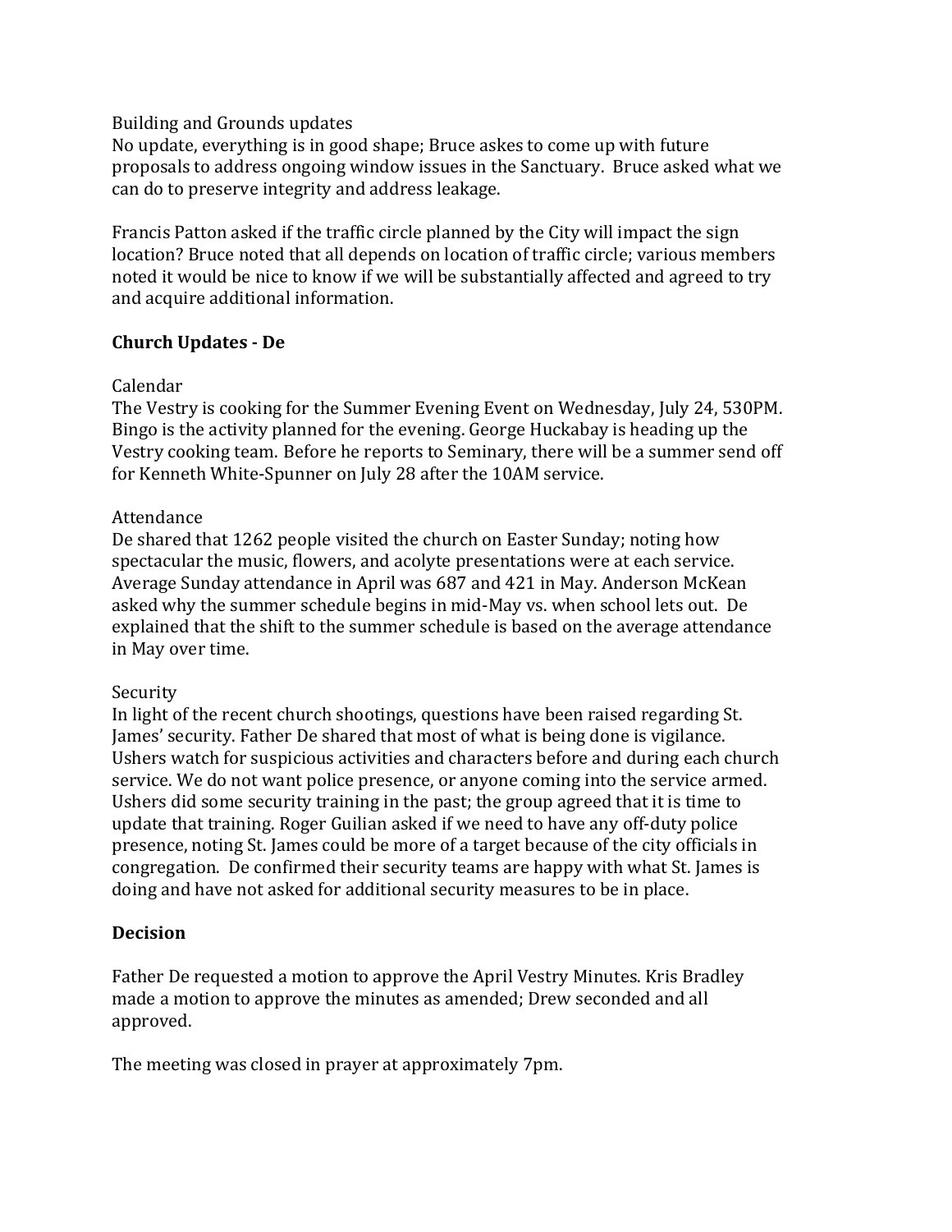Building and Grounds updates
No update, everything is in good shape; Bruce askes to come up with future proposals to address ongoing window issues in the Sanctuary. Bruce asked what we can do to preserve integrity and address leakage.

Francis Patton asked if the traffic circle planned by the City will impact the sign location? Bruce noted that all depends on location of traffic circle; various members noted it would be nice to know if we will be substantially affected and agreed to try and acquire additional information.

**Church Updates - De**

Calendar
The Vestry is cooking for the Summer Evening Event on Wednesday, July 24, 530PM. Bingo is the activity planned for the evening. George Huckabay is heading up the Vestry cooking team. Before he reports to Seminary, there will be a summer send off for Kenneth White-Spunner on July 28 after the 10AM service.

Attendance
De shared that 1262 people visited the church on Easter Sunday; noting how spectacular the music, flowers, and acolyte presentations were at each service. Average Sunday attendance in April was 687 and 421 in May. Anderson McKean asked why the summer schedule begins in mid-May vs. when school lets out. De explained that the shift to the summer schedule is based on the average attendance in May over time.

Security
In light of the recent church shootings, questions have been raised regarding St. James' security. Father De shared that most of what is being done is vigilance. Ushers watch for suspicious activities and characters before and during each church service. We do not want police presence, or anyone coming into the service armed. Ushers did some security training in the past; the group agreed that it is time to update that training. Roger Guilian asked if we need to have any off-duty police presence, noting St. James could be more of a target because of the city officials in congregation. De confirmed their security teams are happy with what St. James is doing and have not asked for additional security measures to be in place.

**Decision**

Father De requested a motion to approve the April Vestry Minutes. Kris Bradley made a motion to approve the minutes as amended; Drew seconded and all approved.

The meeting was closed in prayer at approximately 7pm.